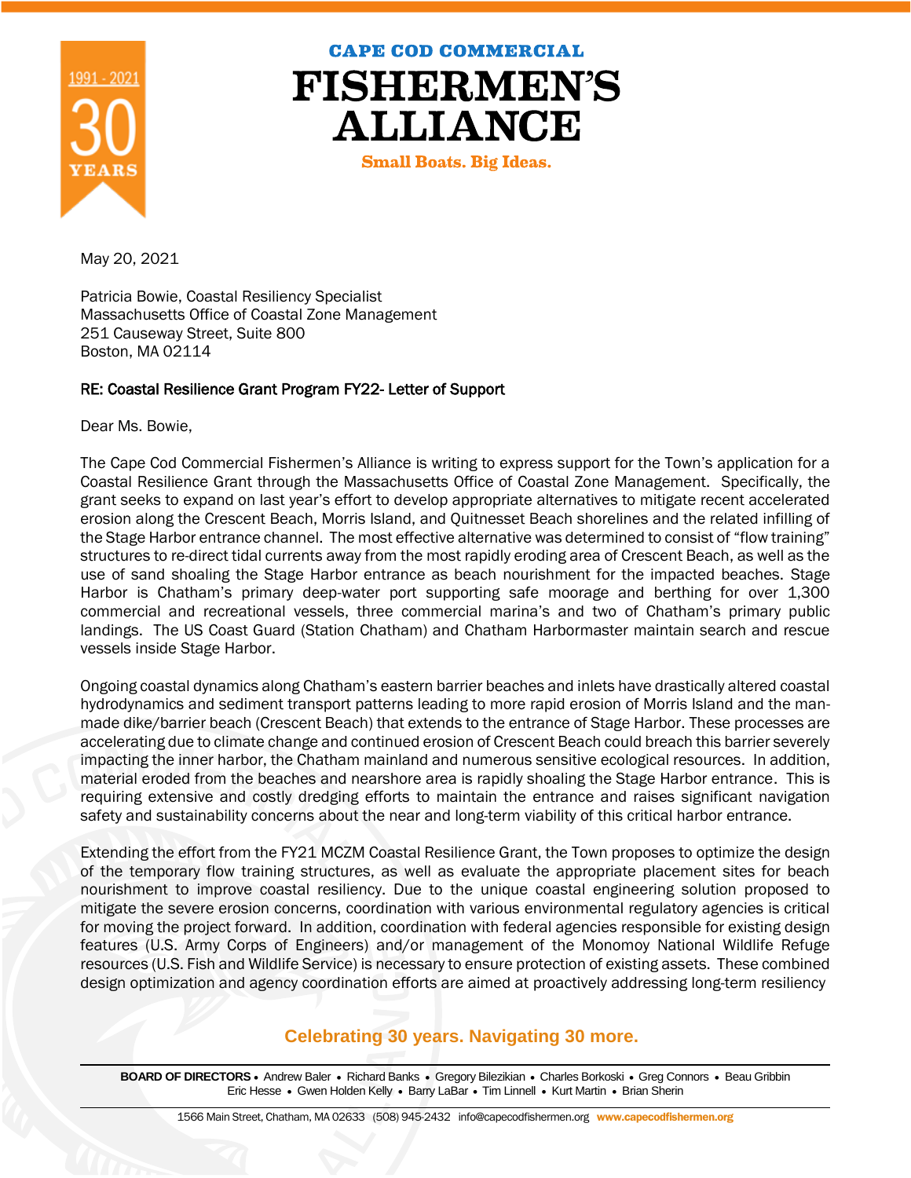# CAPE COD COMMERCIAL FISHERMEN'S ALLIANCE

**Small Boats. Big Ideas.**

1991 - 2021 30 YEARS

May 20, 2021

Patricia Bowie, Coastal Resiliency Specialist
Massachusetts Office of Coastal Zone Management
251 Causeway Street, Suite 800
Boston, MA 02114

RE: Coastal Resilience Grant Program FY22- Letter of Support

Dear Ms. Bowie,

The Cape Cod Commercial Fishermen's Alliance is writing to express support for the Town's application for a Coastal Resilience Grant through the Massachusetts Office of Coastal Zone Management. Specifically, the grant seeks to expand on last year's effort to develop appropriate alternatives to mitigate recent accelerated erosion along the Crescent Beach, Morris Island, and Quitnesset Beach shorelines and the related infilling of the Stage Harbor entrance channel. The most effective alternative was determined to consist of "flow training" structures to re-direct tidal currents away from the most rapidly eroding area of Crescent Beach, as well as the use of sand shoaling the Stage Harbor entrance as beach nourishment for the impacted beaches. Stage Harbor is Chatham's primary deep-water port supporting safe moorage and berthing for over 1,300 commercial and recreational vessels, three commercial marina's and two of Chatham's primary public landings. The US Coast Guard (Station Chatham) and Chatham Harbormaster maintain search and rescue vessels inside Stage Harbor.

Ongoing coastal dynamics along Chatham's eastern barrier beaches and inlets have drastically altered coastal hydrodynamics and sediment transport patterns leading to more rapid erosion of Morris Island and the man-made dike/barrier beach (Crescent Beach) that extends to the entrance of Stage Harbor. These processes are accelerating due to climate change and continued erosion of Crescent Beach could breach this barrier severely impacting the inner harbor, the Chatham mainland and numerous sensitive ecological resources. In addition, material eroded from the beaches and nearshore area is rapidly shoaling the Stage Harbor entrance. This is requiring extensive and costly dredging efforts to maintain the entrance and raises significant navigation safety and sustainability concerns about the near and long-term viability of this critical harbor entrance.

Extending the effort from the FY21 MCZM Coastal Resilience Grant, the Town proposes to optimize the design of the temporary flow training structures, as well as evaluate the appropriate placement sites for beach nourishment to improve coastal resiliency. Due to the unique coastal engineering solution proposed to mitigate the severe erosion concerns, coordination with various environmental regulatory agencies is critical for moving the project forward. In addition, coordination with federal agencies responsible for existing design features (U.S. Army Corps of Engineers) and/or management of the Monomoy National Wildlife Refuge resources (U.S. Fish and Wildlife Service) is necessary to ensure protection of existing assets. These combined design optimization and agency coordination efforts are aimed at proactively addressing long-term resiliency

Celebrating 30 years. Navigating 30 more.

**BOARD OF DIRECTORS** • Andrew Baler • Richard Banks • Gregory Bilezikian • Charles Borkoski • Greg Connors • Beau Gribbin • Eric Hesse • Gwen Holden Kelly • Barry LaBar • Tim Linnell • Kurt Martin • Brian Sherin

1566 Main Street, Chatham, MA 02633 (508) 945-2432 info@capecodfishermen.org www.capecodfishermen.org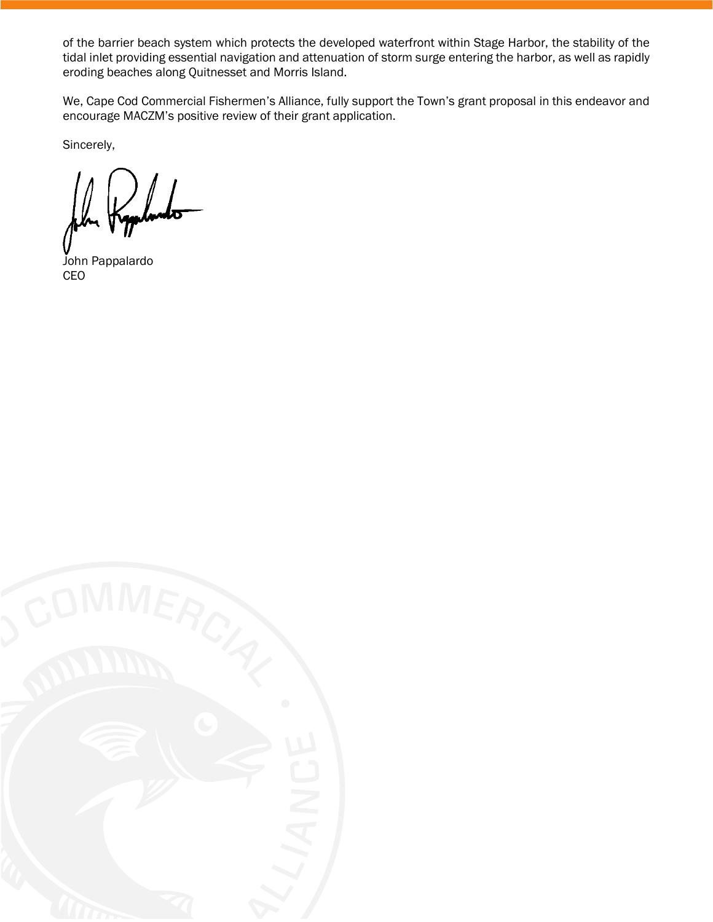of the barrier beach system which protects the developed waterfront within Stage Harbor, the stability of the tidal inlet providing essential navigation and attenuation of storm surge entering the harbor, as well as rapidly eroding beaches along Quitnesset and Morris Island.

We, Cape Cod Commercial Fishermen's Alliance, fully support the Town's grant proposal in this endeavor and encourage MACZM's positive review of their grant application.

Sincerely,

John Pappalardo
CEO